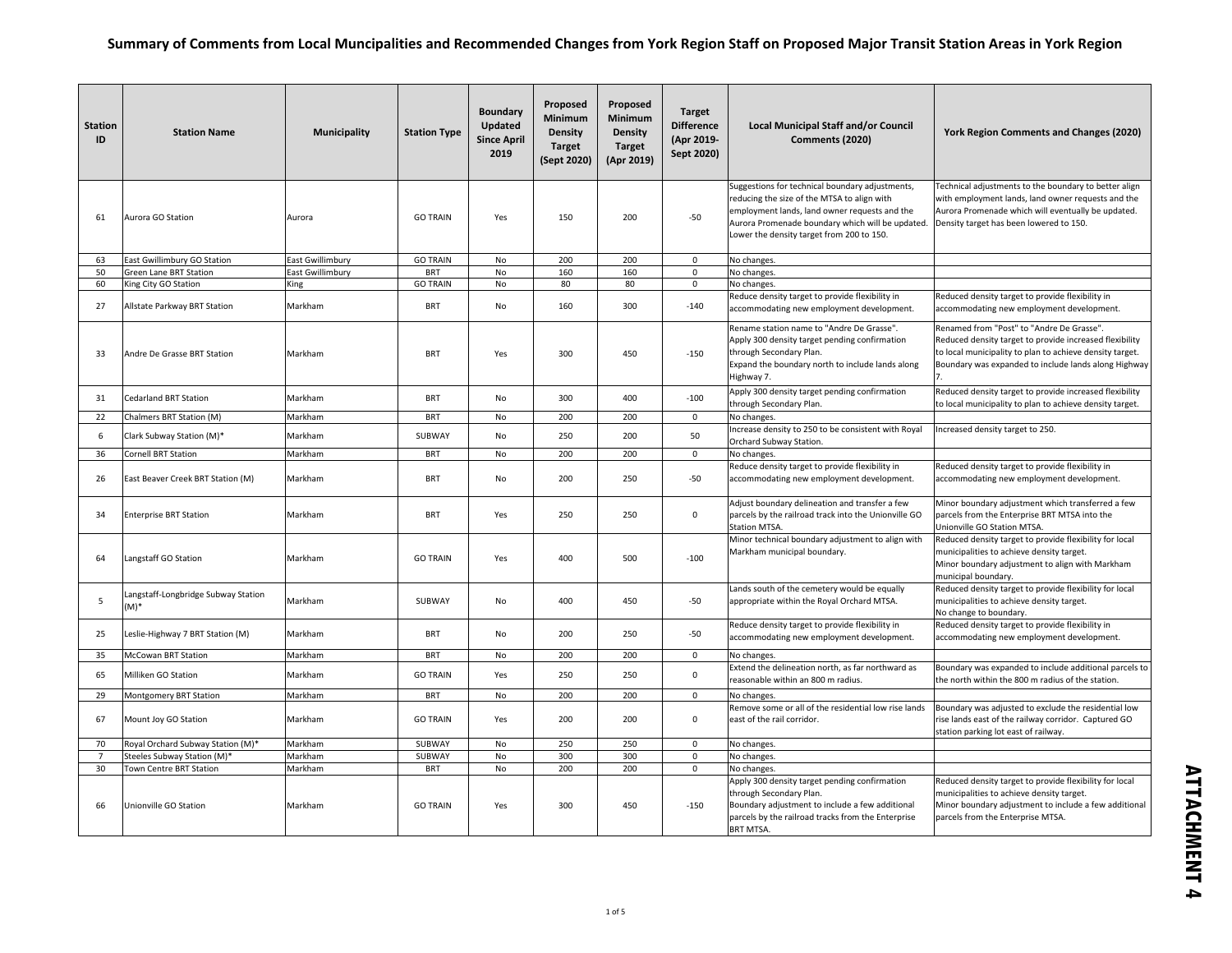# Summary of Comments from Local Muncipalities and Recommended Changes from York Region Staff on Proposed Major Transit Station Areas in York Region

| Station ID | Station Name | Municipality | Station Type | Boundary Updated Since April 2019 | Proposed Minimum Density Target (Sept 2020) | Proposed Minimum Density Target (Apr 2019) | Target Difference (Apr 2019-Sept 2020) | Local Municipal Staff and/or Council Comments (2020) | York Region Comments and Changes (2020) |
|---|---|---|---|---|---|---|---|---|---|
| 61 | Aurora GO Station | Aurora | GO TRAIN | Yes | 150 | 200 | -50 | Suggestions for technical boundary adjustments, reducing the size of the MTSA to align with employment lands, land owner requests and the Aurora Promenade boundary which will be updated. Lower the density target from 200 to 150. | Technical adjustments to the boundary to better align with employment lands, land owner requests and the Aurora Promenade which will eventually be updated. Density target has been lowered to 150. |
| 63 | East Gwillimbury GO Station | East Gwillimbury | GO TRAIN | No | 200 | 200 | 0 | No changes. | |
| 50 | Green Lane BRT Station | East Gwillimbury | BRT | No | 160 | 160 | 0 | No changes. | |
| 60 | King City GO Station | King | GO TRAIN | No | 80 | 80 | 0 | No changes. | |
| 27 | Allstate Parkway BRT Station | Markham | BRT | No | 160 | 300 | -140 | Reduce density target to provide flexibility in accommodating new employment development. | Reduced density target to provide flexibility in accommodating new employment development. |
| 33 | Andre De Grasse BRT Station | Markham | BRT | Yes | 300 | 450 | -150 | Rename station name to "Andre De Grasse". Apply 300 density target pending confirmation through Secondary Plan. Expand the boundary north to include lands along Highway 7. | Renamed from "Post" to "Andre De Grasse". Reduced density target to provide increased flexibility to local municipality to plan to achieve density target. Boundary was expanded to include lands along Highway 7. |
| 31 | Cedarland BRT Station | Markham | BRT | No | 300 | 400 | -100 | Apply 300 density target pending confirmation through Secondary Plan. | Reduced density target to provide increased flexibility to local municipality to plan to achieve density target. |
| 22 | Chalmers BRT Station (M) | Markham | BRT | No | 200 | 200 | 0 | No changes. | |
| 6 | Clark Subway Station (M)* | Markham | SUBWAY | No | 250 | 200 | 50 | Increase density to 250 to be consistent with Royal Orchard Subway Station. | Increased density target to 250. |
| 36 | Cornell BRT Station | Markham | BRT | No | 200 | 200 | 0 | No changes. | |
| 26 | East Beaver Creek BRT Station (M) | Markham | BRT | No | 200 | 250 | -50 | Reduce density target to provide flexibility in accommodating new employment development. | Reduced density target to provide flexibility in accommodating new employment development. |
| 34 | Enterprise BRT Station | Markham | BRT | Yes | 250 | 250 | 0 | Adjust boundary delineation and transfer a few parcels by the railroad track into the Unionville GO Station MTSA. | Minor boundary adjustment which transferred a few parcels from the Enterprise BRT MTSA into the Unionville GO Station MTSA. |
| 64 | Langstaff GO Station | Markham | GO TRAIN | Yes | 400 | 500 | -100 | Minor technical boundary adjustment to align with Markham municipal boundary. | Reduced density target to provide flexibility for local municipalities to achieve density target. Minor boundary adjustment to align with Markham municipal boundary. |
| 5 | Langstaff-Longbridge Subway Station (M)* | Markham | SUBWAY | No | 400 | 450 | -50 | Lands south of the cemetery would be equally appropriate within the Royal Orchard MTSA. | Reduced density target to provide flexibility for local municipalities to achieve density target. No change to boundary. |
| 25 | Leslie-Highway 7 BRT Station (M) | Markham | BRT | No | 200 | 250 | -50 | Reduce density target to provide flexibility in accommodating new employment development. | Reduced density target to provide flexibility in accommodating new employment development. |
| 35 | McCowan BRT Station | Markham | BRT | No | 200 | 200 | 0 | No changes. | |
| 65 | Milliken GO Station | Markham | GO TRAIN | Yes | 250 | 250 | 0 | Extend the delineation north, as far northward as reasonable within an 800 m radius. | Boundary was expanded to include additional parcels to the north within the 800 m radius of the station. |
| 29 | Montgomery BRT Station | Markham | BRT | No | 200 | 200 | 0 | No changes. | |
| 67 | Mount Joy GO Station | Markham | GO TRAIN | Yes | 200 | 200 | 0 | Remove some or all of the residential low rise lands east of the rail corridor. | Boundary was adjusted to exclude the residential low rise lands east of the railway corridor. Captured GO station parking lot east of railway. |
| 70 | Royal Orchard Subway Station (M)* | Markham | SUBWAY | No | 250 | 250 | 0 | No changes. | |
| 7 | Steeles Subway Station (M)* | Markham | SUBWAY | No | 300 | 300 | 0 | No changes. | |
| 30 | Town Centre BRT Station | Markham | BRT | No | 200 | 200 | 0 | No changes. | |
| 66 | Unionville GO Station | Markham | GO TRAIN | Yes | 300 | 450 | -150 | Apply 300 density target pending confirmation through Secondary Plan. Boundary adjustment to include a few additional parcels by the railroad tracks from the Enterprise BRT MTSA. | Reduced density target to provide flexibility for local municipalities to achieve density target. Minor boundary adjustment to include a few additional parcels from the Enterprise MTSA. |

**ATTACHMENT 4**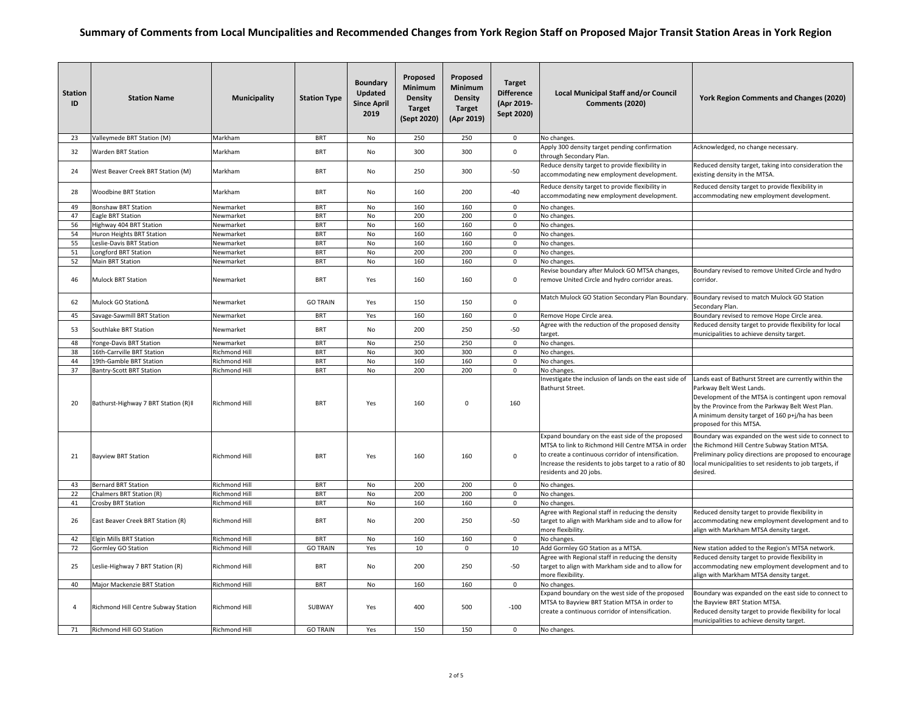# Summary of Comments from Local Muncipalities and Recommended Changes from York Region Staff on Proposed Major Transit Station Areas in York Region

| Station ID | Station Name | Municipality | Station Type | Boundary Updated Since April 2019 | Proposed Minimum Density Target (Sept 2020) | Proposed Minimum Density Target (Apr 2019) | Target Difference (Apr 2019-Sept 2020) | Local Municipal Staff and/or Council Comments (2020) | York Region Comments and Changes (2020) |
|---|---|---|---|---|---|---|---|---|---|
| 23 | Valleymede BRT Station (M) | Markham | BRT | No | 250 | 250 | 0 | No changes. | |
| 32 | Warden BRT Station | Markham | BRT | No | 300 | 300 | 0 | Apply 300 density target pending confirmation through Secondary Plan. | Acknowledged, no change necessary. |
| 24 | West Beaver Creek BRT Station (M) | Markham | BRT | No | 250 | 300 | -50 | Reduce density target to provide flexibility in accommodating new employment development. | Reduced density target, taking into consideration the existing density in the MTSA. |
| 28 | Woodbine BRT Station | Markham | BRT | No | 160 | 200 | -40 | Reduce density target to provide flexibility in accommodating new employment development. | Reduced density target to provide flexibility in accommodating new employment development. |
| 49 | Bonshaw BRT Station | Newmarket | BRT | No | 160 | 160 | 0 | No changes. | |
| 47 | Eagle BRT Station | Newmarket | BRT | No | 200 | 200 | 0 | No changes. | |
| 56 | Highway 404 BRT Station | Newmarket | BRT | No | 160 | 160 | 0 | No changes. | |
| 54 | Huron Heights BRT Station | Newmarket | BRT | No | 160 | 160 | 0 | No changes. | |
| 55 | Leslie-Davis BRT Station | Newmarket | BRT | No | 160 | 160 | 0 | No changes. | |
| 51 | Longford BRT Station | Newmarket | BRT | No | 200 | 200 | 0 | No changes. | |
| 52 | Main BRT Station | Newmarket | BRT | No | 160 | 160 | 0 | No changes. | |
| 46 | Mulock BRT Station | Newmarket | BRT | Yes | 160 | 160 | 0 | Revise boundary after Mulock GO MTSA changes, remove United Circle and hydro corridor areas. | Boundary revised to remove United Circle and hydro corridor. |
| 62 | Mulock GO StationΔ | Newmarket | GO TRAIN | Yes | 150 | 150 | 0 | Match Mulock GO Station Secondary Plan Boundary. | Boundary revised to match Mulock GO Station Secondary Plan. |
| 45 | Savage-Sawmill BRT Station | Newmarket | BRT | Yes | 160 | 160 | 0 | Remove Hope Circle area. | Boundary revised to remove Hope Circle area. |
| 53 | Southlake BRT Station | Newmarket | BRT | No | 200 | 250 | -50 | Agree with the reduction of the proposed density target. | Reduced density target to provide flexibility for local municipalities to achieve density target. |
| 48 | Yonge-Davis BRT Station | Newmarket | BRT | No | 250 | 250 | 0 | No changes. | |
| 38 | 16th-Carrville BRT Station | Richmond Hill | BRT | No | 300 | 300 | 0 | No changes. | |
| 44 | 19th-Gamble BRT Station | Richmond Hill | BRT | No | 160 | 160 | 0 | No changes. | |
| 37 | Bantry-Scott BRT Station | Richmond Hill | BRT | No | 200 | 200 | 0 | No changes. | |
| 20 | Bathurst-Highway 7 BRT Station (R)‡ | Richmond Hill | BRT | Yes | 160 | 0 | 160 | Investigate the inclusion of lands on the east side of Bathurst Street. | Lands east of Bathurst Street are currently within the Parkway Belt West Lands. Development of the MTSA is contingent upon removal by the Province from the Parkway Belt West Plan. A minimum density target of 160 p+j/ha has been proposed for this MTSA. |
| 21 | Bayview BRT Station | Richmond Hill | BRT | Yes | 160 | 160 | 0 | Expand boundary on the east side of the proposed MTSA to link to Richmond Hill Centre MTSA in order to create a continuous corridor of intensification. Increase the residents to jobs target to a ratio of 80 residents and 20 jobs. | Boundary was expanded on the west side to connect to the Richmond Hill Centre Subway Station MTSA. Preliminary policy directions are proposed to encourage local municipalities to set residents to job targets, if desired. |
| 43 | Bernard BRT Station | Richmond Hill | BRT | No | 200 | 200 | 0 | No changes. | |
| 22 | Chalmers BRT Station (R) | Richmond Hill | BRT | No | 200 | 200 | 0 | No changes. | |
| 41 | Crosby BRT Station | Richmond Hill | BRT | No | 160 | 160 | 0 | No changes. | |
| 26 | East Beaver Creek BRT Station (R) | Richmond Hill | BRT | No | 200 | 250 | -50 | Agree with Regional staff in reducing the density target to align with Markham side and to allow for more flexibility. | Reduced density target to provide flexibility in accommodating new employment development and to align with Markham MTSA density target. |
| 42 | Elgin Mills BRT Station | Richmond Hill | BRT | No | 160 | 160 | 0 | No changes. | |
| 72 | Gormley GO Station | Richmond Hill | GO TRAIN | Yes | 10 | 0 | 10 | Add Gormley GO Station as a MTSA. | New station added to the Region's MTSA network. |
| 25 | Leslie-Highway 7 BRT Station (R) | Richmond Hill | BRT | No | 200 | 250 | -50 | Agree with Regional staff in reducing the density target to align with Markham side and to allow for more flexibility. | Reduced density target to provide flexibility in accommodating new employment development and to align with Markham MTSA density target. |
| 40 | Major Mackenzie BRT Station | Richmond Hill | BRT | No | 160 | 160 | 0 | No changes. | |
| 4 | Richmond Hill Centre Subway Station | Richmond Hill | SUBWAY | Yes | 400 | 500 | -100 | Expand boundary on the west side of the proposed MTSA to Bayview BRT Station MTSA in order to create a continuous corridor of intensification. | Boundary was expanded on the east side to connect to the Bayview BRT Station MTSA. Reduced density target to provide flexibility for local municipalities to achieve density target. |
| 71 | Richmond Hill GO Station | Richmond Hill | GO TRAIN | Yes | 150 | 150 | 0 | No changes. | |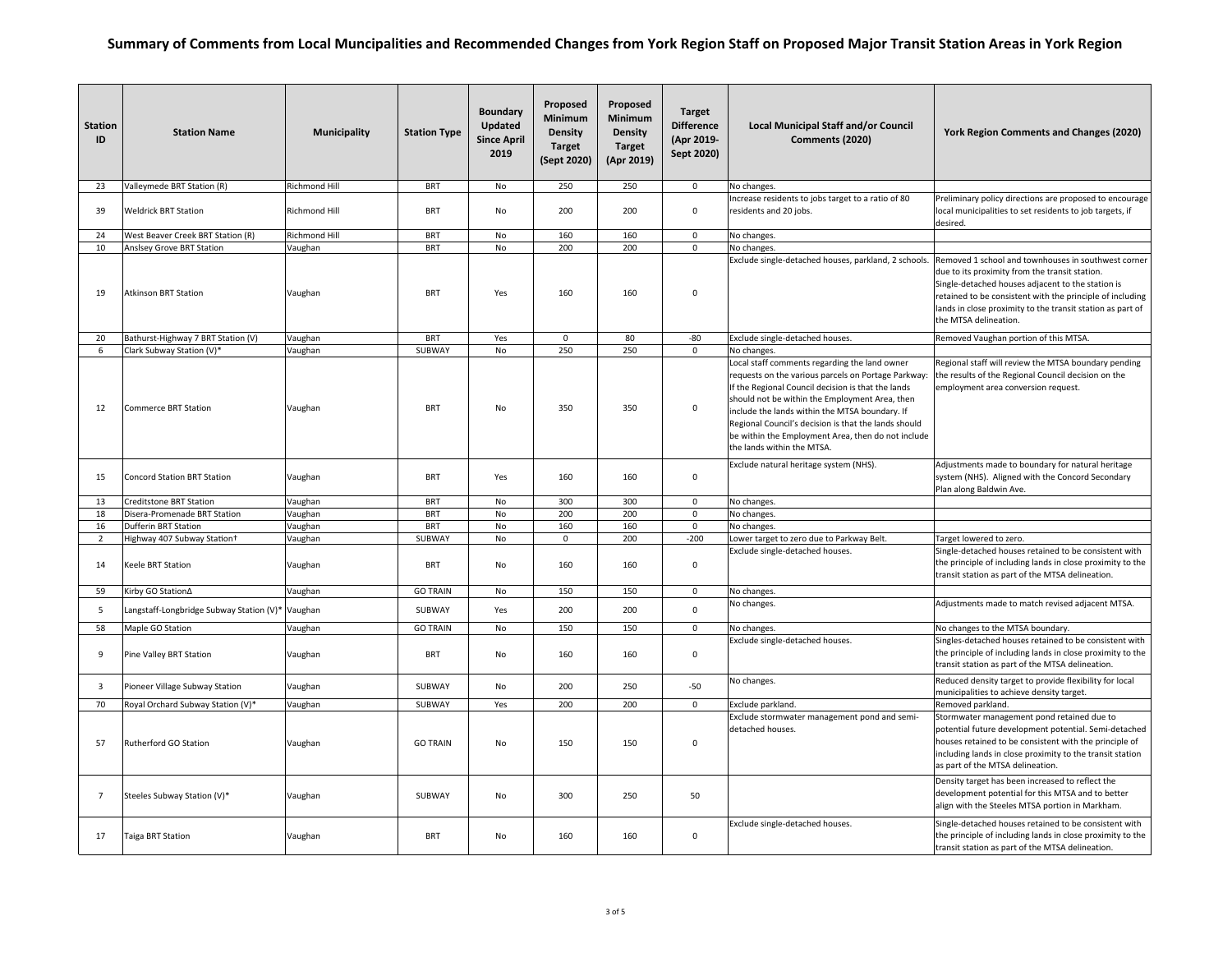# Summary of Comments from Local Muncipalities and Recommended Changes from York Region Staff on Proposed Major Transit Station Areas in York Region

| Station ID | Station Name | Municipality | Station Type | Boundary Updated Since April 2019 | Proposed Minimum Density Target (Sept 2020) | Proposed Minimum Density Target (Apr 2019) | Target Difference (Apr 2019-Sept 2020) | Local Municipal Staff and/or Council Comments (2020) | York Region Comments and Changes (2020) |
|---|---|---|---|---|---|---|---|---|---|
| 23 | Valleymede BRT Station (R) | Richmond Hill | BRT | No | 250 | 250 | 0 | No changes. | |
| 39 | Weldrick BRT Station | Richmond Hill | BRT | No | 200 | 200 | 0 | Increase residents to jobs target to a ratio of 80 residents and 20 jobs. | Preliminary policy directions are proposed to encourage local municipalities to set residents to job targets, if desired. |
| 24 | West Beaver Creek BRT Station (R) | Richmond Hill | BRT | No | 160 | 160 | 0 | No changes. | |
| 10 | Anslsey Grove BRT Station | Vaughan | BRT | No | 200 | 200 | 0 | No changes. | |
| 19 | Atkinson BRT Station | Vaughan | BRT | Yes | 160 | 160 | 0 | Exclude single-detached houses, parkland, 2 schools. | Removed 1 school and townhouses in southwest corner due to its proximity from the transit station. Single-detached houses adjacent to the station is retained to be consistent with the principle of including lands in close proximity to the transit station as part of the MTSA delineation. |
| 20 | Bathurst-Highway 7 BRT Station (V) | Vaughan | BRT | Yes | 0 | 80 | -80 | Exclude single-detached houses. | Removed Vaughan portion of this MTSA. |
| 6 | Clark Subway Station (V)* | Vaughan | SUBWAY | No | 250 | 250 | 0 | No changes. | |
| 12 | Commerce BRT Station | Vaughan | BRT | No | 350 | 350 | 0 | Local staff comments regarding the land owner requests on the various parcels on Portage Parkway: If the Regional Council decision is that the lands should not be within the Employment Area, then include the lands within the MTSA boundary. If Regional Council's decision is that the lands should be within the Employment Area, then do not include the lands within the MTSA. | Regional staff will review the MTSA boundary pending the results of the Regional Council decision on the employment area conversion request. |
| 15 | Concord Station BRT Station | Vaughan | BRT | Yes | 160 | 160 | 0 | Exclude natural heritage system (NHS). | Adjustments made to boundary for natural heritage system (NHS). Aligned with the Concord Secondary Plan along Baldwin Ave. |
| 13 | Creditstone BRT Station | Vaughan | BRT | No | 300 | 300 | 0 | No changes. | |
| 18 | Disera-Promenade BRT Station | Vaughan | BRT | No | 200 | 200 | 0 | No changes. | |
| 16 | Dufferin BRT Station | Vaughan | BRT | No | 160 | 160 | 0 | No changes. | |
| 2 | Highway 407 Subway Station† | Vaughan | SUBWAY | No | 0 | 200 | -200 | Lower target to zero due to Parkway Belt. | Target lowered to zero. |
| 14 | Keele BRT Station | Vaughan | BRT | No | 160 | 160 | 0 | Exclude single-detached houses. | Single-detached houses retained to be consistent with the principle of including lands in close proximity to the transit station as part of the MTSA delineation. |
| 59 | Kirby GO StationΔ | Vaughan | GO TRAIN | No | 150 | 150 | 0 | No changes. | |
| 5 | Langstaff-Longbridge Subway Station (V)* | Vaughan | SUBWAY | Yes | 200 | 200 | 0 | No changes. | Adjustments made to match revised adjacent MTSA. |
| 58 | Maple GO Station | Vaughan | GO TRAIN | No | 150 | 150 | 0 | No changes. | No changes to the MTSA boundary. |
| 9 | Pine Valley BRT Station | Vaughan | BRT | No | 160 | 160 | 0 | Exclude single-detached houses. | Singles-detached houses retained to be consistent with the principle of including lands in close proximity to the transit station as part of the MTSA delineation. |
| 3 | Pioneer Village Subway Station | Vaughan | SUBWAY | No | 200 | 250 | -50 | No changes. | Reduced density target to provide flexibility for local municipalities to achieve density target. |
| 70 | Royal Orchard Subway Station (V)* | Vaughan | SUBWAY | Yes | 200 | 200 | 0 | Exclude parkland. | Removed parkland. |
| 57 | Rutherford GO Station | Vaughan | GO TRAIN | No | 150 | 150 | 0 | Exclude stormwater management pond and semi-detached houses. | Stormwater management pond retained due to potential future development potential. Semi-detached houses retained to be consistent with the principle of including lands in close proximity to the transit station as part of the MTSA delineation. |
| 7 | Steeles Subway Station (V)* | Vaughan | SUBWAY | No | 300 | 250 | 50 | | Density target has been increased to reflect the development potential for this MTSA and to better align with the Steeles MTSA portion in Markham. |
| 17 | Taiga BRT Station | Vaughan | BRT | No | 160 | 160 | 0 | Exclude single-detached houses. | Single-detached houses retained to be consistent with the principle of including lands in close proximity to the transit station as part of the MTSA delineation. |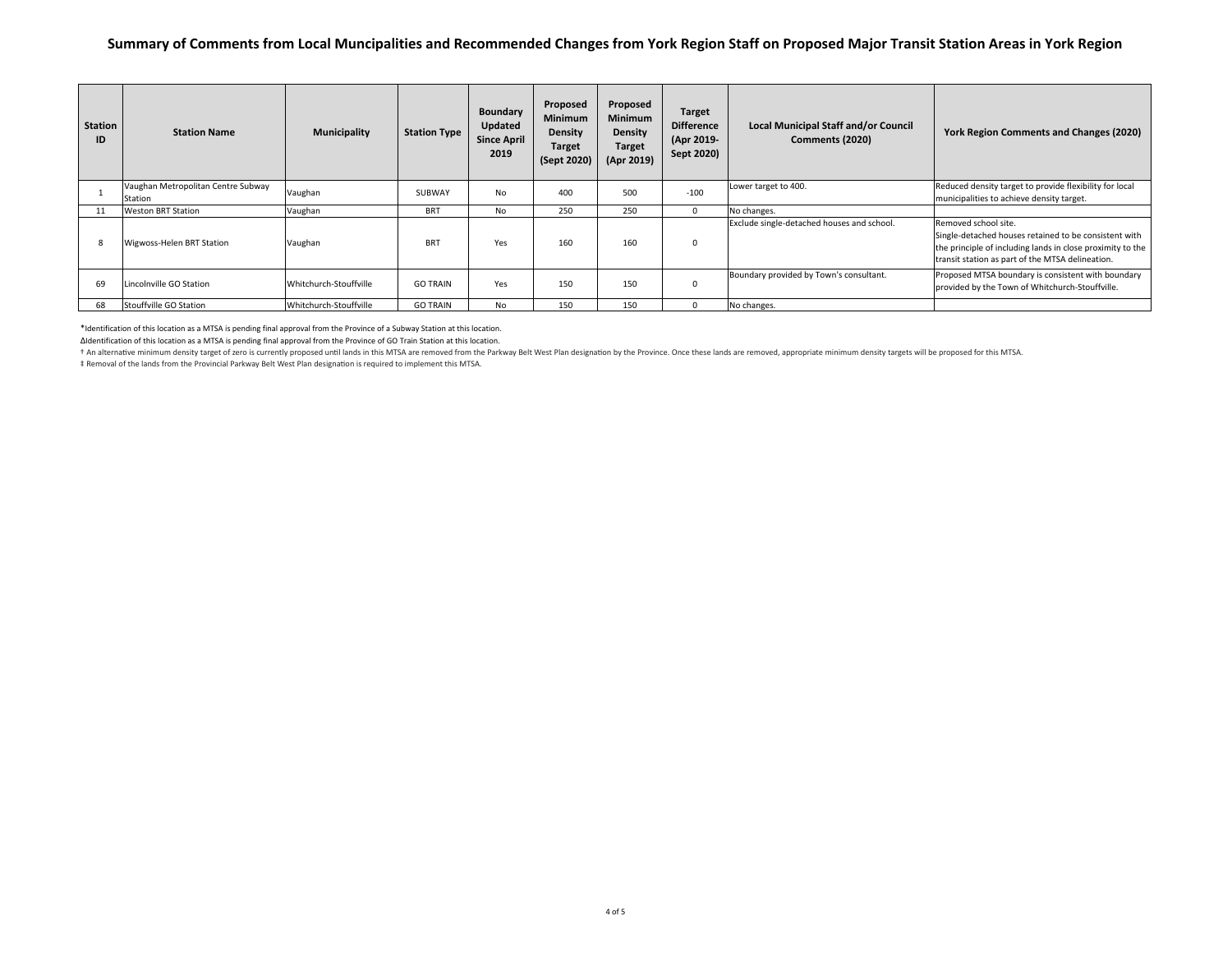# Summary of Comments from Local Muncipalities and Recommended Changes from York Region Staff on Proposed Major Transit Station Areas in York Region

| Station ID | Station Name | Municipality | Station Type | Boundary Updated Since April 2019 | Proposed Minimum Density Target (Sept 2020) | Proposed Minimum Density Target (Apr 2019) | Target Difference (Apr 2019-Sept 2020) | Local Municipal Staff and/or Council Comments (2020) | York Region Comments and Changes (2020) |
|---|---|---|---|---|---|---|---|---|---|
| 1 | Vaughan Metropolitan Centre Subway Station | Vaughan | SUBWAY | No | 400 | 500 | -100 | Lower target to 400. | Reduced density target to provide flexibility for local municipalities to achieve density target. |
| 11 | Weston BRT Station | Vaughan | BRT | No | 250 | 250 | 0 | No changes. | |
| 8 | Wigwoss-Helen BRT Station | Vaughan | BRT | Yes | 160 | 160 | 0 | Exclude single-detached houses and school. | Removed school site.<br>Single-detached houses retained to be consistent with the principle of including lands in close proximity to the transit station as part of the MTSA delineation. |
| 69 | Lincolnville GO Station | Whitchurch-Stouffville | GO TRAIN | Yes | 150 | 150 | 0 | Boundary provided by Town's consultant. | Proposed MTSA boundary is consistent with boundary provided by the Town of Whitchurch-Stouffville. |
| 68 | Stouffville GO Station | Whitchurch-Stouffville | GO TRAIN | No | 150 | 150 | 0 | No changes. | |

*Identification of this location as a MTSA is pending final approval from the Province of a Subway Station at this location.

ΔIdentification of this location as a MTSA is pending final approval from the Province of GO Train Station at this location.

† An alternative minimum density target of zero is currently proposed until lands in this MTSA are removed from the Parkway Belt West Plan designation by the Province. Once these lands are removed, appropriate minimum density targets will be proposed for this MTSA.

‡ Removal of the lands from the Provincial Parkway Belt West Plan designation is required to implement this MTSA.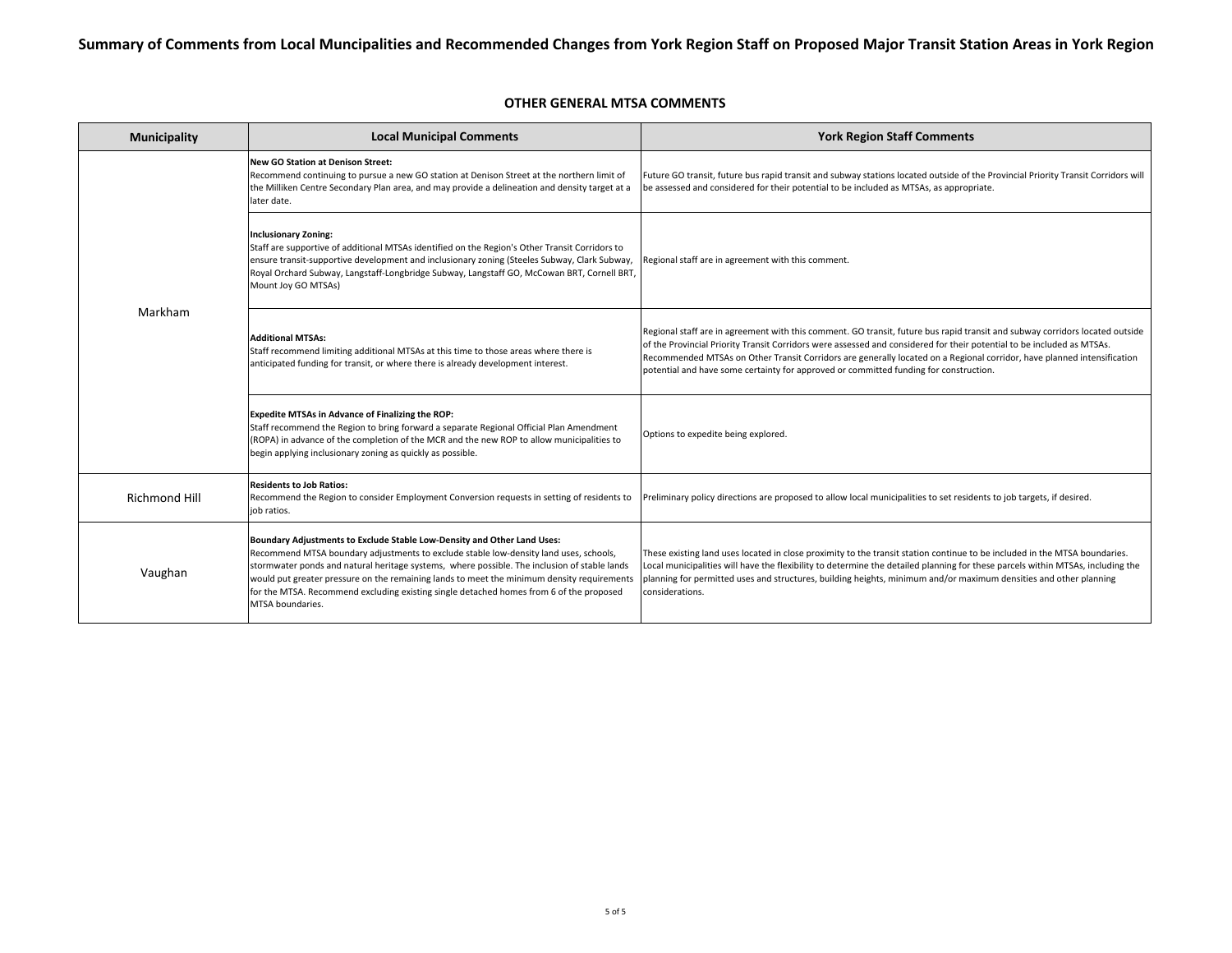# Summary of Comments from Local Muncipalities and Recommended Changes from York Region Staff on Proposed Major Transit Station Areas in York Region

## OTHER GENERAL MTSA COMMENTS

| Municipality | Local Municipal Comments | York Region Staff Comments |
|---|---|---|
| Markham | **New GO Station at Denison Street:** Recommend continuing to pursue a new GO station at Denison Street at the northern limit of the Milliken Centre Secondary Plan area, and may provide a delineation and density target at a later date. | Future GO transit, future bus rapid transit and subway stations located outside of the Provincial Priority Transit Corridors will be assessed and considered for their potential to be included as MTSAs, as appropriate. |
| | **Inclusionary Zoning:** Staff are supportive of additional MTSAs identified on the Region's Other Transit Corridors to ensure transit-supportive development and inclusionary zoning (Steeles Subway, Clark Subway, Royal Orchard Subway, Langstaff-Longbridge Subway, Langstaff GO, McCowan BRT, Cornell BRT, Mount Joy GO MTSAs) | Regional staff are in agreement with this comment. |
| | **Additional MTSAs:** Staff recommend limiting additional MTSAs at this time to those areas where there is anticipated funding for transit, or where there is already development interest. | Regional staff are in agreement with this comment. GO transit, future bus rapid transit and subway corridors located outside of the Provincial Priority Transit Corridors were assessed and considered for their potential to be included as MTSAs. Recommended MTSAs on Other Transit Corridors are generally located on a Regional corridor, have planned intensification potential and have some certainty for approved or committed funding for construction. |
| | **Expedite MTSAs in Advance of Finalizing the ROP:** Staff recommend the Region to bring forward a separate Regional Official Plan Amendment (ROPA) in advance of the completion of the MCR and the new ROP to allow municipalities to begin applying inclusionary zoning as quickly as possible. | Options to expedite being explored. |
| Richmond Hill | **Residents to Job Ratios:** Recommend the Region to consider Employment Conversion requests in setting of residents to job ratios. | Preliminary policy directions are proposed to allow local municipalities to set residents to job targets, if desired. |
| Vaughan | **Boundary Adjustments to Exclude Stable Low-Density and Other Land Uses:** Recommend MTSA boundary adjustments to exclude stable low-density land uses, schools, stormwater ponds and natural heritage systems, where possible. The inclusion of stable lands would put greater pressure on the remaining lands to meet the minimum density requirements for the MTSA. Recommend excluding existing single detached homes from 6 of the proposed MTSA boundaries. | These existing land uses located in close proximity to the transit station continue to be included in the MTSA boundaries. Local municipalities will have the flexibility to determine the detailed planning for these parcels within MTSAs, including the planning for permitted uses and structures, building heights, minimum and/or maximum densities and other planning considerations. |